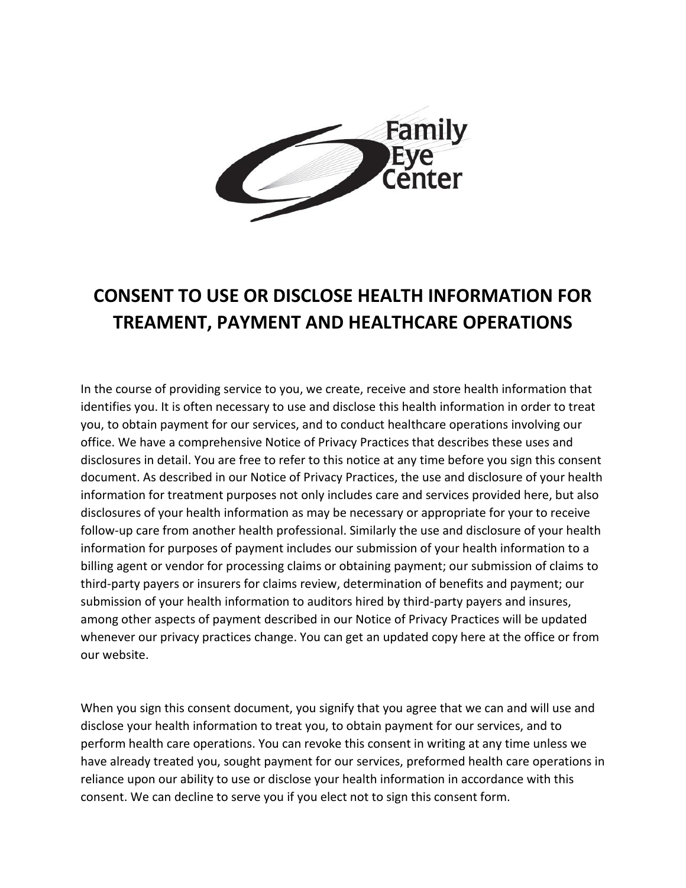Family Eye Center

# CONSENT TO USE OR DISCLOSE HEALTH INFORMATION FOR TREAMENT, PAYMENT AND HEALTHCARE OPERATIONS

In the course of providing service to you, we create, receive and store health information that identifies you. It is often necessary to use and disclose this health information in order to treat you, to obtain payment for our services, and to conduct healthcare operations involving our office. We have a comprehensive Notice of Privacy Practices that describes these uses and disclosures in detail. You are free to refer to this notice at any time before you sign this consent document. As described in our Notice of Privacy Practices, the use and disclosure of your health information for treatment purposes not only includes care and services provided here, but also disclosures of your health information as may be necessary or appropriate for your to receive follow-up care from another health professional. Similarly the use and disclosure of your health information for purposes of payment includes our submission of your health information to a billing agent or vendor for processing claims or obtaining payment; our submission of claims to third-party payers or insurers for claims review, determination of benefits and payment; our submission of your health information to auditors hired by third-party payers and insures, among other aspects of payment described in our Notice of Privacy Practices will be updated whenever our privacy practices change. You can get an updated copy here at the office or from our website.

When you sign this consent document, you signify that you agree that we can and will use and disclose your health information to treat you, to obtain payment for our services, and to perform health care operations. You can revoke this consent in writing at any time unless we have already treated you, sought payment for our services, preformed health care operations in reliance upon our ability to use or disclose your health information in accordance with this consent. We can decline to serve you if you elect not to sign this consent form.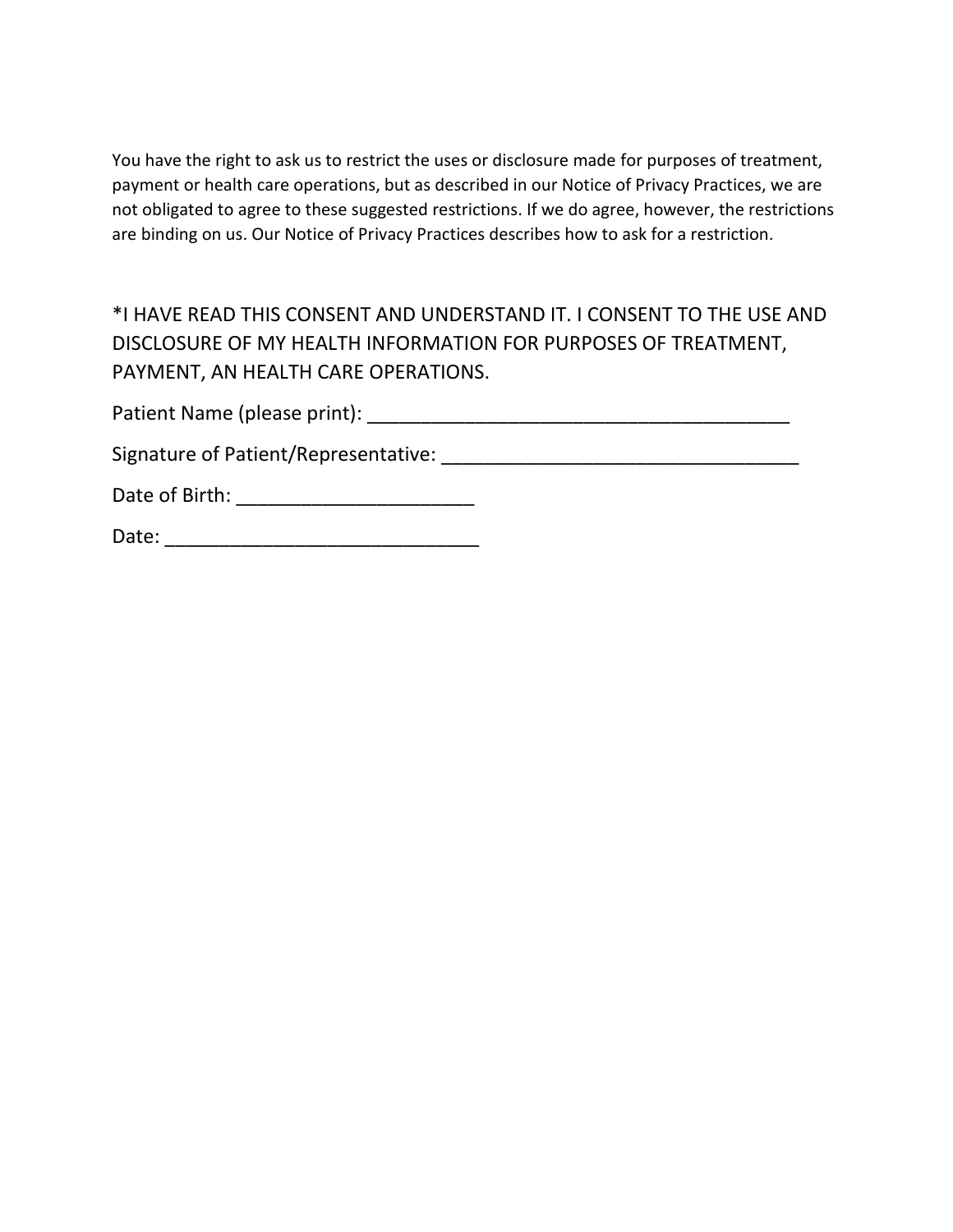You have the right to ask us to restrict the uses or disclosure made for purposes of treatment, payment or health care operations, but as described in our Notice of Privacy Practices, we are not obligated to agree to these suggested restrictions. If we do agree, however, the restrictions are binding on us. Our Notice of Privacy Practices describes how to ask for a restriction.

*I HAVE READ THIS CONSENT AND UNDERSTAND IT. I CONSENT TO THE USE AND DISCLOSURE OF MY HEALTH INFORMATION FOR PURPOSES OF TREATMENT, PAYMENT, AN HEALTH CARE OPERATIONS.

Patient Name (please print): ________________________________________

Signature of Patient/Representative: __________________________________

Date of Birth: ______________________

Date: ______________________________